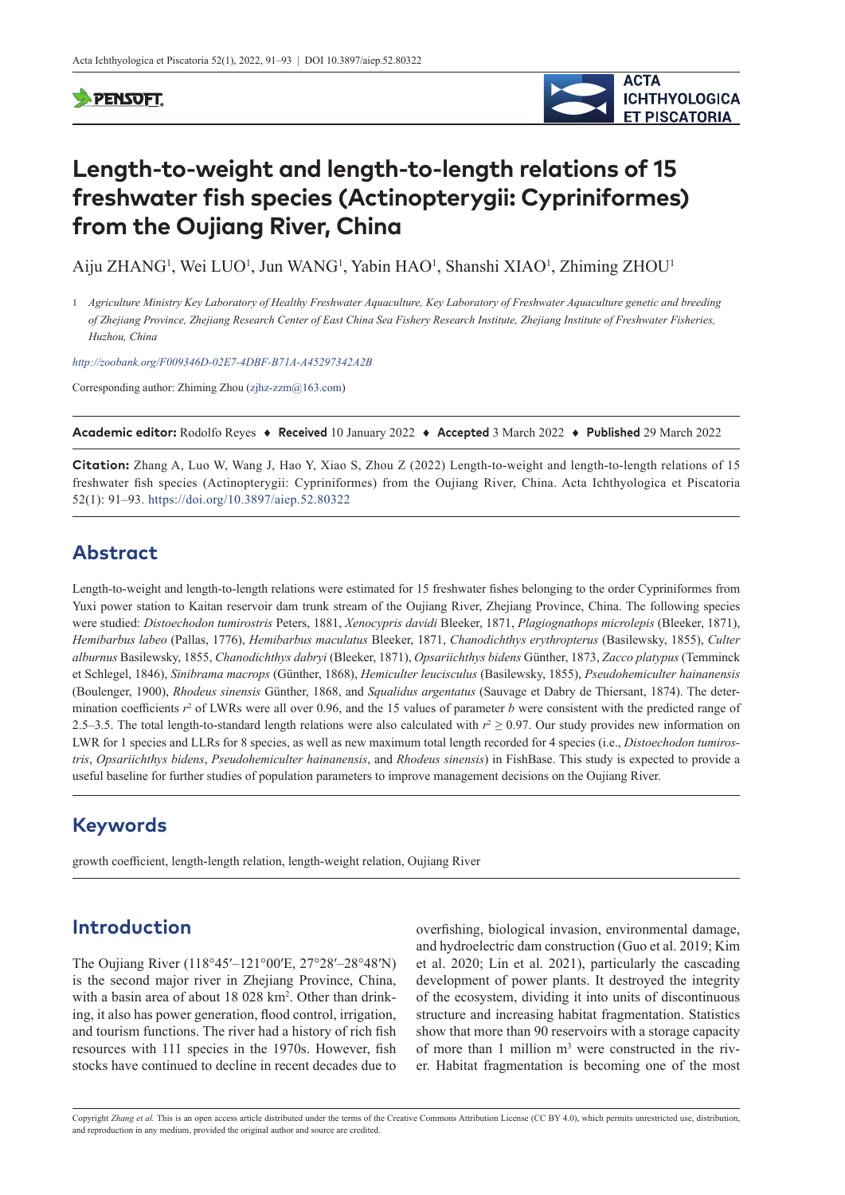# Length-to-weight and length-to-length relations of 15 freshwater fish species (Actinopterygii: Cypriniformes) from the Oujiang River, China

Aiju ZHANG[1], Wei LUO[1], Jun WANG[1], Yabin HAO[1], Shanshi XIAO[1], Zhiming ZHOU[1]

1 *Agriculture Ministry Key Laboratory of Healthy Freshwater Aquaculture, Key Laboratory of Freshwater Aquaculture genetic and breeding of Zhejiang Province, Zhejiang Research Center of East China Sea Fishery Research Institute, Zhejiang Institute of Freshwater Fisheries, Huzhou, China*

*http://zoobank.org/F009346D-02E7-4DBF-B71A-A45297342A2B*

Corresponding author: Zhiming Zhou (zjhz-zzm@163.com)

**Academic editor:** Rodolfo Reyes ♦ **Received** 10 January 2022 ♦ **Accepted** 3 March 2022 ♦ **Published** 29 March 2022

**Citation:** Zhang A, Luo W, Wang J, Hao Y, Xiao S, Zhou Z (2022) Length-to-weight and length-to-length relations of 15 freshwater fish species (Actinopterygii: Cypriniformes) from the Oujiang River, China. Acta Ichthyologica et Piscatoria 52(1): 91–93. https://doi.org/10.3897/aiep.52.80322

## Abstract

Length-to-weight and length-to-length relations were estimated for 15 freshwater fishes belonging to the order Cypriniformes from Yuxi power station to Kaitan reservoir dam trunk stream of the Oujiang River, Zhejiang Province, China. The following species were studied: *Distoechodon tumirostris* Peters, 1881, *Xenocypris davidi* Bleeker, 1871, *Plagiognathops microlepis* (Bleeker, 1871), *Hemibarbus labeo* (Pallas, 1776), *Hemibarbus maculatus* Bleeker, 1871, *Chanodichthys erythropterus* (Basilewsky, 1855), *Culter alburnus* Basilewsky, 1855, *Chanodichthys dabryi* (Bleeker, 1871), *Opsariichthys bidens* Günther, 1873, *Zacco platypus* (Temminck et Schlegel, 1846), *Sinibrama macrops* (Günther, 1868), *Hemiculter leucisculus* (Basilewsky, 1855), *Pseudohemiculter hainanensis* (Boulenger, 1900), *Rhodeus sinensis* Günther, 1868, and *Squalidus argentatus* (Sauvage et Dabry de Thiersant, 1874). The determination coefficients $r^2$ of LWRs were all over 0.96, and the 15 values of parameter $b$ were consistent with the predicted range of 2.5–3.5. The total length-to-standard length relations were also calculated with $r^2 \geq 0.97$. Our study provides new information on LWR for 1 species and LLRs for 8 species, as well as new maximum total length recorded for 4 species (i.e., *Distoechodon tumirostris*, *Opsariichthys bidens*, *Pseudohemiculter hainanensis*, and *Rhodeus sinensis*) in FishBase. This study is expected to provide a useful baseline for further studies of population parameters to improve management decisions on the Oujiang River.

## Keywords

growth coefficient, length-length relation, length-weight relation, Oujiang River

## Introduction

The Oujiang River (118°45′–121°00′E, 27°28′–28°48′N) is the second major river in Zhejiang Province, China, with a basin area of about 18 028 km$^2$. Other than drinking, it also has power generation, flood control, irrigation, and tourism functions. The river had a history of rich fish resources with 111 species in the 1970s. However, fish stocks have continued to decline in recent decades due to overfishing, biological invasion, environmental damage, and hydroelectric dam construction (Guo et al. 2019; Kim et al. 2020; Lin et al. 2021), particularly the cascading development of power plants. It destroyed the integrity of the ecosystem, dividing it into units of discontinuous structure and increasing habitat fragmentation. Statistics show that more than 90 reservoirs with a storage capacity of more than 1 million m$^3$ were constructed in the river. Habitat fragmentation is becoming one of the most

Copyright *Zhang et al.* This is an open access article distributed under the terms of the Creative Commons Attribution License (CC BY 4.0), which permits unrestricted use, distribution, and reproduction in any medium, provided the original author and source are credited.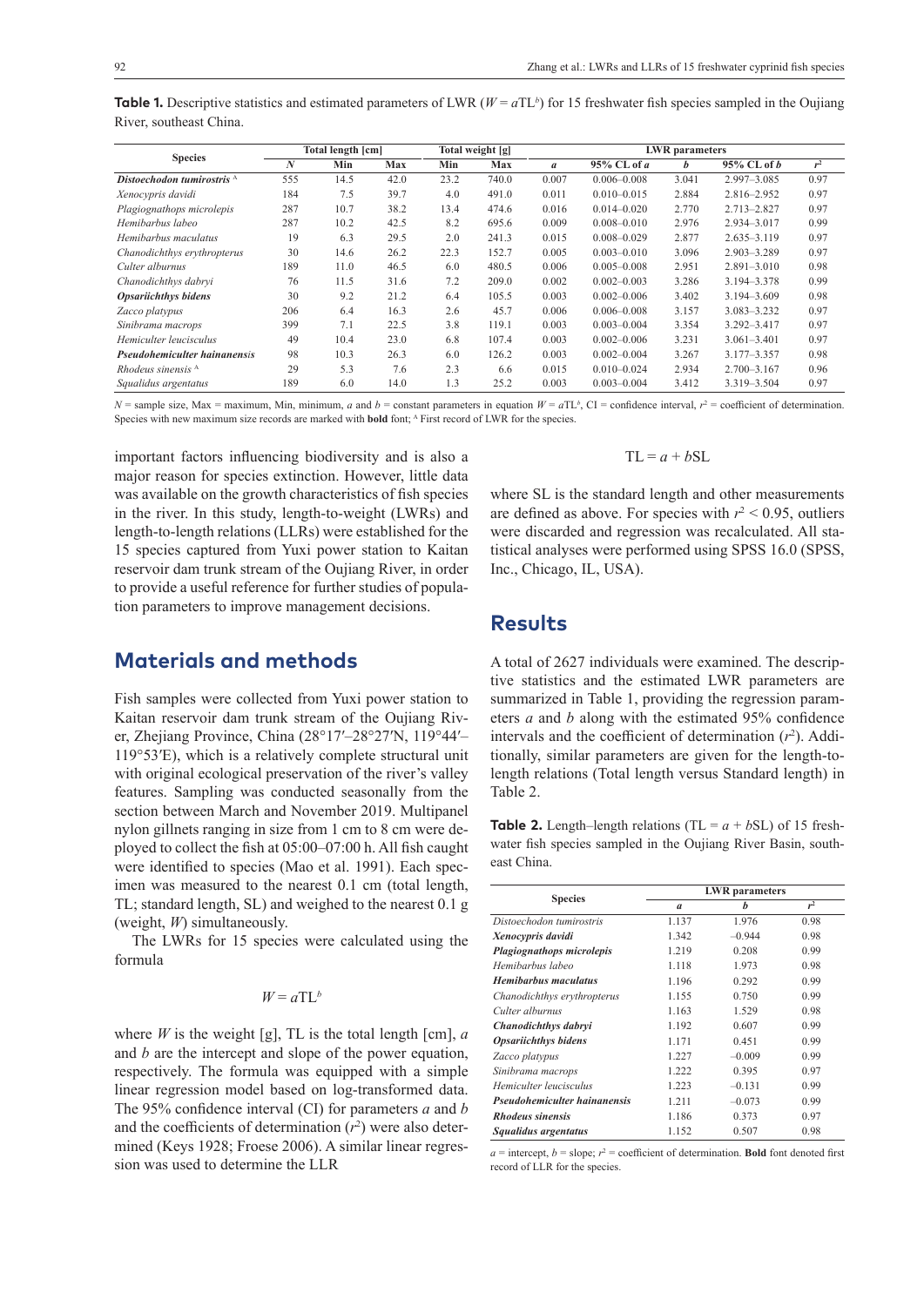**Table 1.** Descriptive statistics and estimated parameters of LWR ($W = a\text{TL}^b$) for 15 freshwater fish species sampled in the Oujiang River, southeast China.

| Species | Total length [cm] | | | Total weight [g] | | LWR parameters | | | | |
|---|---|---|---|---|---|---|---|---|---|---|
| | $N$ | Min | Max | Min | Max | $a$ | 95% CL of $a$ | $b$ | 95% CL of $b$ | $r^2$ |
| ***Distoechodon tumirostris*** [A] | 555 | 14.5 | 42.0 | 23.2 | 740.0 | 0.007 | 0.006–0.008 | 3.041 | 2.997–3.085 | 0.97 |
| *Xenocypris davidi* | 184 | 7.5 | 39.7 | 4.0 | 491.0 | 0.011 | 0.010–0.015 | 2.884 | 2.816–2.952 | 0.97 |
| *Plagiognathops microlepis* | 287 | 10.7 | 38.2 | 13.4 | 474.6 | 0.016 | 0.014–0.020 | 2.770 | 2.713–2.827 | 0.97 |
| *Hemibarbus labeo* | 287 | 10.2 | 42.5 | 8.2 | 695.6 | 0.009 | 0.008–0.010 | 2.976 | 2.934–3.017 | 0.99 |
| *Hemibarbus maculatus* | 19 | 6.3 | 29.5 | 2.0 | 241.3 | 0.015 | 0.008–0.029 | 2.877 | 2.635–3.119 | 0.97 |
| *Chanodichthys erythropterus* | 30 | 14.6 | 26.2 | 22.3 | 152.7 | 0.005 | 0.003–0.010 | 3.096 | 2.903–3.289 | 0.97 |
| *Culter alburnus* | 189 | 11.0 | 46.5 | 6.0 | 480.5 | 0.006 | 0.005–0.008 | 2.951 | 2.891–3.010 | 0.98 |
| *Chanodichthys dabryi* | 76 | 11.5 | 31.6 | 7.2 | 209.0 | 0.002 | 0.002–0.003 | 3.286 | 3.194–3.378 | 0.99 |
| ***Opsariichthys bidens*** | 30 | 9.2 | 21.2 | 6.4 | 105.5 | 0.003 | 0.002–0.006 | 3.402 | 3.194–3.609 | 0.98 |
| *Zacco platypus* | 206 | 6.4 | 16.3 | 2.6 | 45.7 | 0.006 | 0.006–0.008 | 3.157 | 3.083–3.232 | 0.97 |
| *Sinibrama macrops* | 399 | 7.1 | 22.5 | 3.8 | 119.1 | 0.003 | 0.003–0.004 | 3.354 | 3.292–3.417 | 0.97 |
| *Hemiculter leucisculus* | 49 | 10.4 | 23.0 | 6.8 | 107.4 | 0.003 | 0.002–0.006 | 3.231 | 3.061–3.401 | 0.97 |
| ***Pseudohemiculter hainanensis*** | 98 | 10.3 | 26.3 | 6.0 | 126.2 | 0.003 | 0.002–0.004 | 3.267 | 3.177–3.357 | 0.98 |
| *Rhodeus sinensis* [A] | 29 | 5.3 | 7.6 | 2.3 | 6.6 | 0.015 | 0.010–0.024 | 2.934 | 2.700–3.167 | 0.96 |
| *Squalidus argentatus* | 189 | 6.0 | 14.0 | 1.3 | 25.2 | 0.003 | 0.003–0.004 | 3.412 | 3.319–3.504 | 0.97 |

$N$ = sample size, Max = maximum, Min, minimum, $a$ and $b$ = constant parameters in equation $W = a\text{TL}^b$, CI = confidence interval, $r^2$ = coefficient of determination. Species with new maximum size records are marked with **bold** font; [A] First record of LWR for the species.

important factors influencing biodiversity and is also a major reason for species extinction. However, little data was available on the growth characteristics of fish species in the river. In this study, length-to-weight (LWRs) and length-to-length relations (LLRs) were established for the 15 species captured from Yuxi power station to Kaitan reservoir dam trunk stream of the Oujiang River, in order to provide a useful reference for further studies of population parameters to improve management decisions.

## Materials and methods

Fish samples were collected from Yuxi power station to Kaitan reservoir dam trunk stream of the Oujiang River, Zhejiang Province, China (28°17′–28°27′N, 119°44′–119°53′E), which is a relatively complete structural unit with original ecological preservation of the river's valley features. Sampling was conducted seasonally from the section between March and November 2019. Multipanel nylon gillnets ranging in size from 1 cm to 8 cm were deployed to collect the fish at 05:00–07:00 h. All fish caught were identified to species (Mao et al. 1991). Each specimen was measured to the nearest 0.1 cm (total length, TL; standard length, SL) and weighed to the nearest 0.1 g (weight, $W$) simultaneously.

The LWRs for 15 species were calculated using the formula

$$W = a\text{TL}^b$$

where $W$ is the weight [g], TL is the total length [cm], $a$ and $b$ are the intercept and slope of the power equation, respectively. The formula was equipped with a simple linear regression model based on log-transformed data. The 95% confidence interval (CI) for parameters $a$ and $b$ and the coefficients of determination ($r^2$) were also determined (Keys 1928; Froese 2006). A similar linear regression was used to determine the LLR

$$\text{TL} = a + b\text{SL}$$

where SL is the standard length and other measurements are defined as above. For species with $r^2 < 0.95$, outliers were discarded and regression was recalculated. All statistical analyses were performed using SPSS 16.0 (SPSS, Inc., Chicago, IL, USA).

## Results

A total of 2627 individuals were examined. The descriptive statistics and the estimated LWR parameters are summarized in Table 1, providing the regression parameters $a$ and $b$ along with the estimated 95% confidence intervals and the coefficient of determination ($r^2$). Additionally, similar parameters are given for the length-to-length relations (Total length versus Standard length) in Table 2.

**Table 2.** Length–length relations (TL = $a + b$SL) of 15 freshwater fish species sampled in the Oujiang River Basin, southeast China.

| Species | LWR parameters | | |
|---|---|---|---|
| | $a$ | $b$ | $r^2$ |
| *Distoechodon tumirostris* | 1.137 | 1.976 | 0.98 |
| ***Xenocypris davidi*** | 1.342 | –0.944 | 0.98 |
| ***Plagiognathops microlepis*** | 1.219 | 0.208 | 0.99 |
| *Hemibarbus labeo* | 1.118 | 1.973 | 0.98 |
| ***Hemibarbus maculatus*** | 1.196 | 0.292 | 0.99 |
| *Chanodichthys erythropterus* | 1.155 | 0.750 | 0.99 |
| *Culter alburnus* | 1.163 | 1.529 | 0.98 |
| ***Chanodichthys dabryi*** | 1.192 | 0.607 | 0.99 |
| ***Opsariichthys bidens*** | 1.171 | 0.451 | 0.99 |
| *Zacco platypus* | 1.227 | –0.009 | 0.99 |
| *Sinibrama macrops* | 1.222 | 0.395 | 0.97 |
| *Hemiculter leucisculus* | 1.223 | –0.131 | 0.99 |
| ***Pseudohemiculter hainanensis*** | 1.211 | –0.073 | 0.99 |
| ***Rhodeus sinensis*** | 1.186 | 0.373 | 0.97 |
| ***Squalidus argentatus*** | 1.152 | 0.507 | 0.98 |

$a$ = intercept, $b$ = slope; $r^2$ = coefficient of determination. **Bold** font denoted first record of LLR for the species.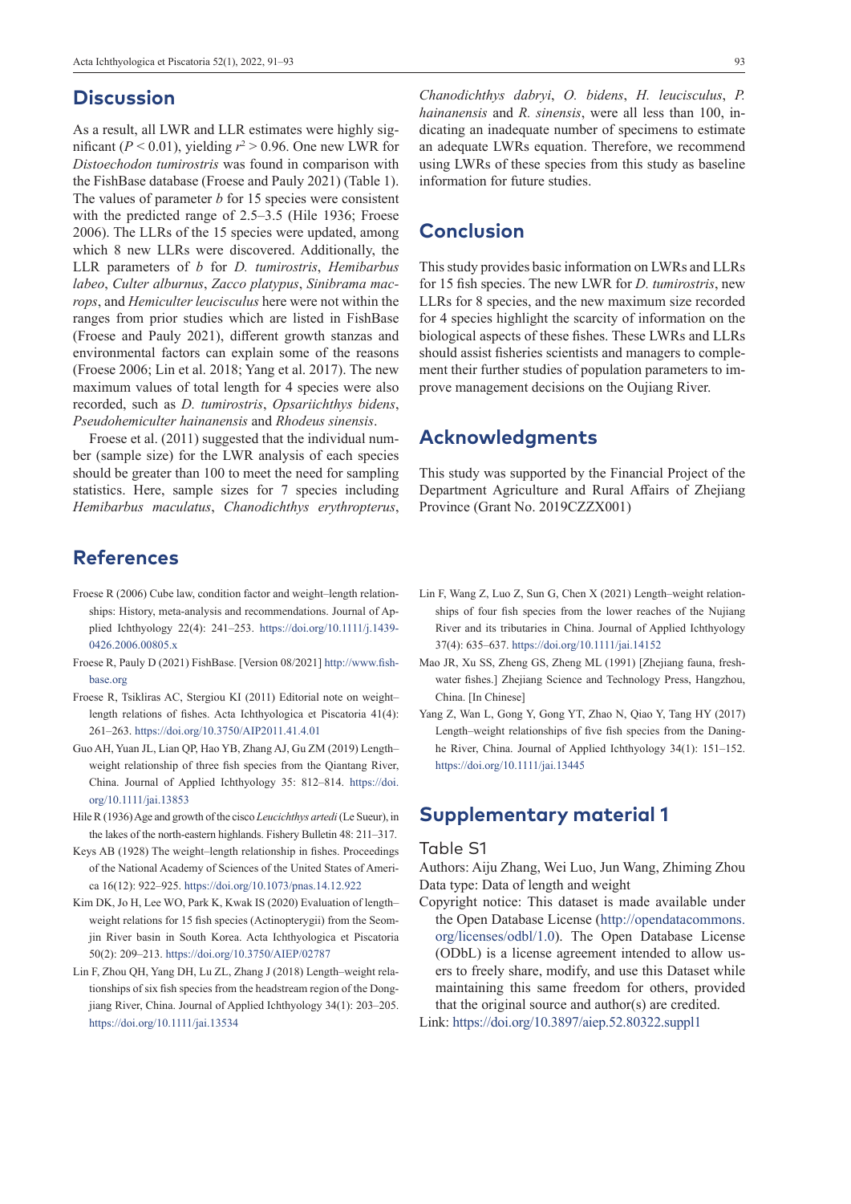## Discussion

As a result, all LWR and LLR estimates were highly significant ($P < 0.01$), yielding $r^2 > 0.96$. One new LWR for *Distoechodon tumirostris* was found in comparison with the FishBase database (Froese and Pauly 2021) (Table 1). The values of parameter *b* for 15 species were consistent with the predicted range of 2.5–3.5 (Hile 1936; Froese 2006). The LLRs of the 15 species were updated, among which 8 new LLRs were discovered. Additionally, the LLR parameters of *b* for *D. tumirostris*, *Hemibarbus labeo*, *Culter alburnus*, *Zacco platypus*, *Sinibrama macrops*, and *Hemiculter leucisculus* here were not within the ranges from prior studies which are listed in FishBase (Froese and Pauly 2021), different growth stanzas and environmental factors can explain some of the reasons (Froese 2006; Lin et al. 2018; Yang et al. 2017). The new maximum values of total length for 4 species were also recorded, such as *D. tumirostris*, *Opsariichthys bidens*, *Pseudohemiculter hainanensis* and *Rhodeus sinensis*.

Froese et al. (2011) suggested that the individual number (sample size) for the LWR analysis of each species should be greater than 100 to meet the need for sampling statistics. Here, sample sizes for 7 species including *Hemibarbus maculatus*, *Chanodichthys erythropterus*, *Chanodichthys dabryi*, *O. bidens*, *H. leucisculus*, *P. hainanensis* and *R. sinensis*, were all less than 100, indicating an inadequate number of specimens to estimate an adequate LWRs equation. Therefore, we recommend using LWRs of these species from this study as baseline information for future studies.

## Conclusion

This study provides basic information on LWRs and LLRs for 15 fish species. The new LWR for *D. tumirostris*, new LLRs for 8 species, and the new maximum size recorded for 4 species highlight the scarcity of information on the biological aspects of these fishes. These LWRs and LLRs should assist fisheries scientists and managers to complement their further studies of population parameters to improve management decisions on the Oujiang River.

## Acknowledgments

This study was supported by the Financial Project of the Department Agriculture and Rural Affairs of Zhejiang Province (Grant No. 2019CZZX001)

## References

Froese R (2006) Cube law, condition factor and weight–length relationships: History, meta-analysis and recommendations. Journal of Applied Ichthyology 22(4): 241–253. https://doi.org/10.1111/j.1439-0426.2006.00805.x

Froese R, Pauly D (2021) FishBase. [Version 08/2021] http://www.fishbase.org

Froese R, Tsikliras AC, Stergiou KI (2011) Editorial note on weight–length relations of fishes. Acta Ichthyologica et Piscatoria 41(4): 261–263. https://doi.org/10.3750/AIP2011.41.4.01

Guo AH, Yuan JL, Lian QP, Hao YB, Zhang AJ, Gu ZM (2019) Length–weight relationship of three fish species from the Qiantang River, China. Journal of Applied Ichthyology 35: 812–814. https://doi.org/10.1111/jai.13853

Hile R (1936) Age and growth of the cisco *Leucichthys artedi* (Le Sueur), in the lakes of the north-eastern highlands. Fishery Bulletin 48: 211–317.

Keys AB (1928) The weight–length relationship in fishes. Proceedings of the National Academy of Sciences of the United States of America 16(12): 922–925. https://doi.org/10.1073/pnas.14.12.922

Kim DK, Jo H, Lee WO, Park K, Kwak IS (2020) Evaluation of length–weight relations for 15 fish species (Actinopterygii) from the Seomjin River basin in South Korea. Acta Ichthyologica et Piscatoria 50(2): 209–213. https://doi.org/10.3750/AIEP/02787

Lin F, Zhou QH, Yang DH, Lu ZL, Zhang J (2018) Length–weight relationships of six fish species from the headstream region of the Dongjiang River, China. Journal of Applied Ichthyology 34(1): 203–205. https://doi.org/10.1111/jai.13534

Lin F, Wang Z, Luo Z, Sun G, Chen X (2021) Length–weight relationships of four fish species from the lower reaches of the Nujiang River and its tributaries in China. Journal of Applied Ichthyology 37(4): 635–637. https://doi.org/10.1111/jai.14152

Mao JR, Xu SS, Zheng GS, Zheng ML (1991) [Zhejiang fauna, freshwater fishes.] Zhejiang Science and Technology Press, Hangzhou, China. [In Chinese]

Yang Z, Wan L, Gong Y, Gong YT, Zhao N, Qiao Y, Tang HY (2017) Length–weight relationships of five fish species from the Daninghe River, China. Journal of Applied Ichthyology 34(1): 151–152. https://doi.org/10.1111/jai.13445

## Supplementary material 1

### Table S1

Authors: Aiju Zhang, Wei Luo, Jun Wang, Zhiming Zhou

Data type: Data of length and weight

Copyright notice: This dataset is made available under the Open Database License (http://opendatacommons.org/licenses/odbl/1.0). The Open Database License (ODbL) is a license agreement intended to allow users to freely share, modify, and use this Dataset while maintaining this same freedom for others, provided that the original source and author(s) are credited.

Link: https://doi.org/10.3897/aiep.52.80322.suppl1